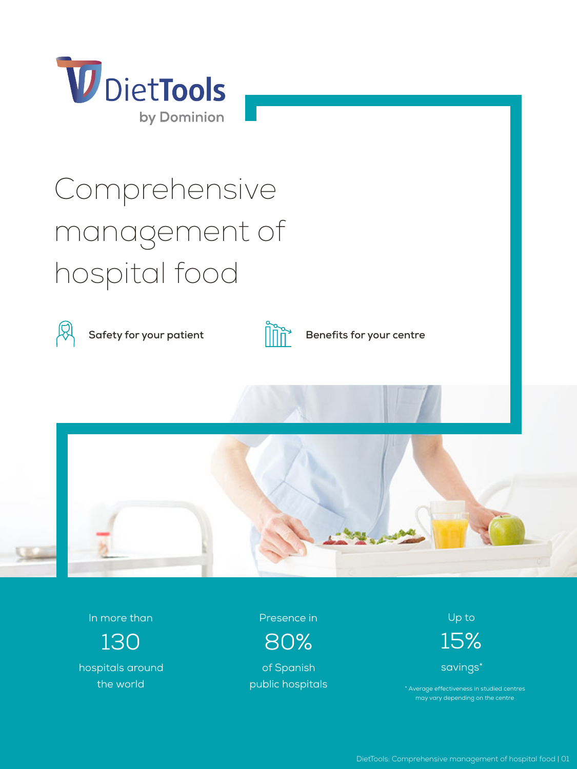DietTools

by Dominion

# Comprehensive management of hospital food

**Safety for your patient**

**Benefits for your centre**

In more than

130

hospitals around the world

Presence in

80%

of Spanish public hospitals

Up to

15%

savings*

* Average effectiveness in studied centres may vary depending on the centre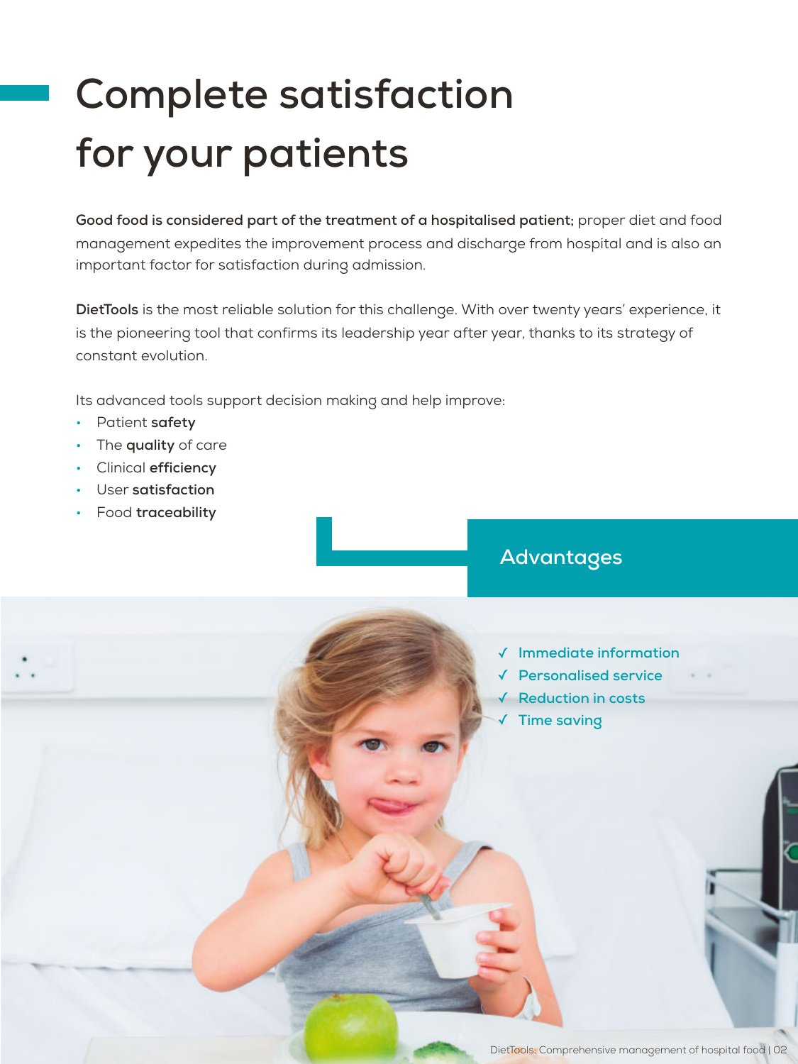# Complete satisfaction for your patients

**Good food is considered part of the treatment of a hospitalised patient;** proper diet and food management expedites the improvement process and discharge from hospital and is also an important factor for satisfaction during admission.

**DietTools** is the most reliable solution for this challenge. With over twenty years' experience, it is the pioneering tool that confirms its leadership year after year, thanks to its strategy of constant evolution.

Its advanced tools support decision making and help improve:

- Patient **safety**
- The **quality** of care
- Clinical **efficiency**
- User **satisfaction**
- Food **traceability**

## Advantages

- ✓ Immediate information
- ✓ Personalised service
- ✓ Reduction in costs
- ✓ Time saving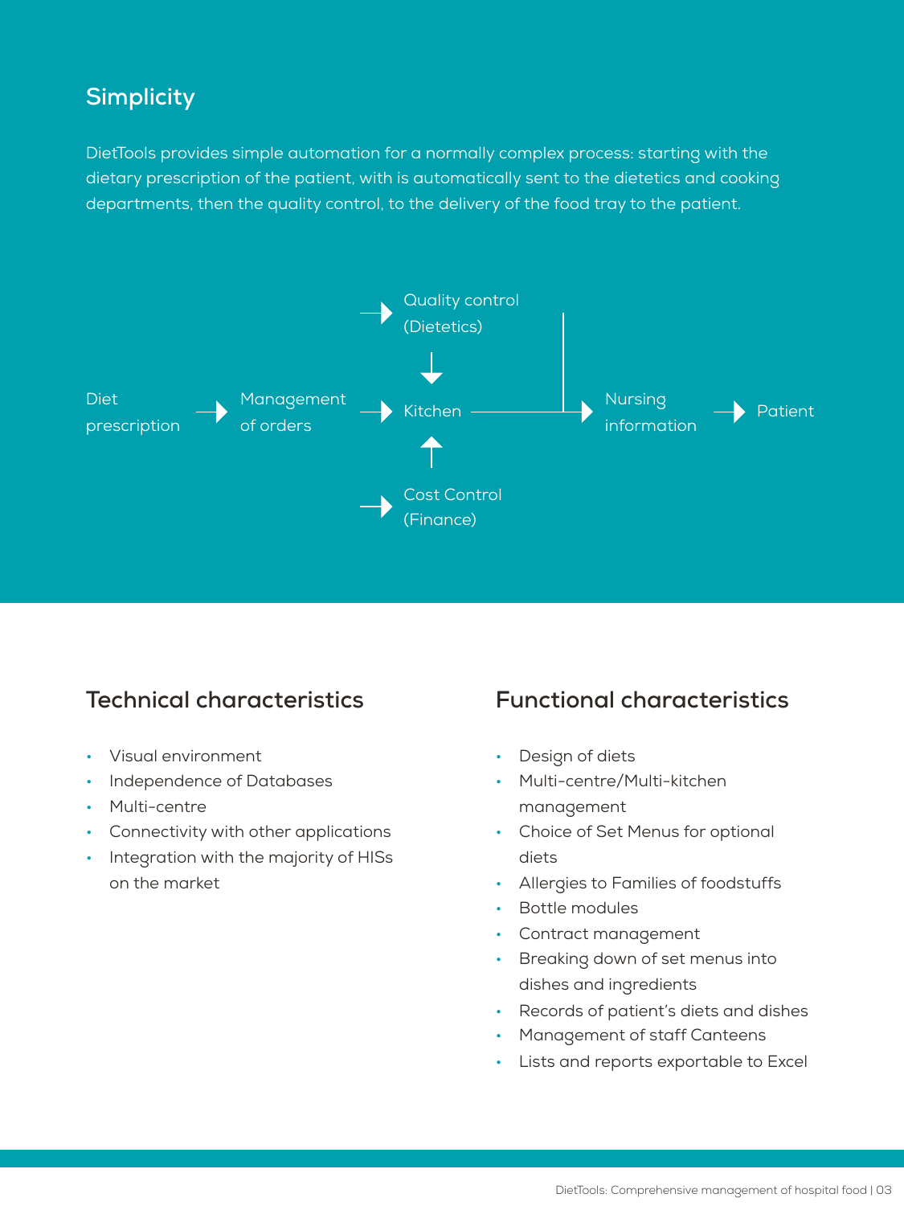## Simplicity

DietTools provides simple automation for a normally complex process: starting with the dietary prescription of the patient, with is automatically sent to the dietetics and cooking departments, then the quality control, to the delivery of the food tray to the patient.

Quality control (Dietetics)

Diet prescription → Management of orders → Kitchen → Nursing information → Patient

Cost Control (Finance)

## Technical characteristics

- Visual environment
- Independence of Databases
- Multi-centre
- Connectivity with other applications
- Integration with the majority of HISs on the market

## Functional characteristics

- Design of diets
- Multi-centre/Multi-kitchen management
- Choice of Set Menus for optional diets
- Allergies to Families of foodstuffs
- Bottle modules
- Contract management
- Breaking down of set menus into dishes and ingredients
- Records of patient's diets and dishes
- Management of staff Canteens
- Lists and reports exportable to Excel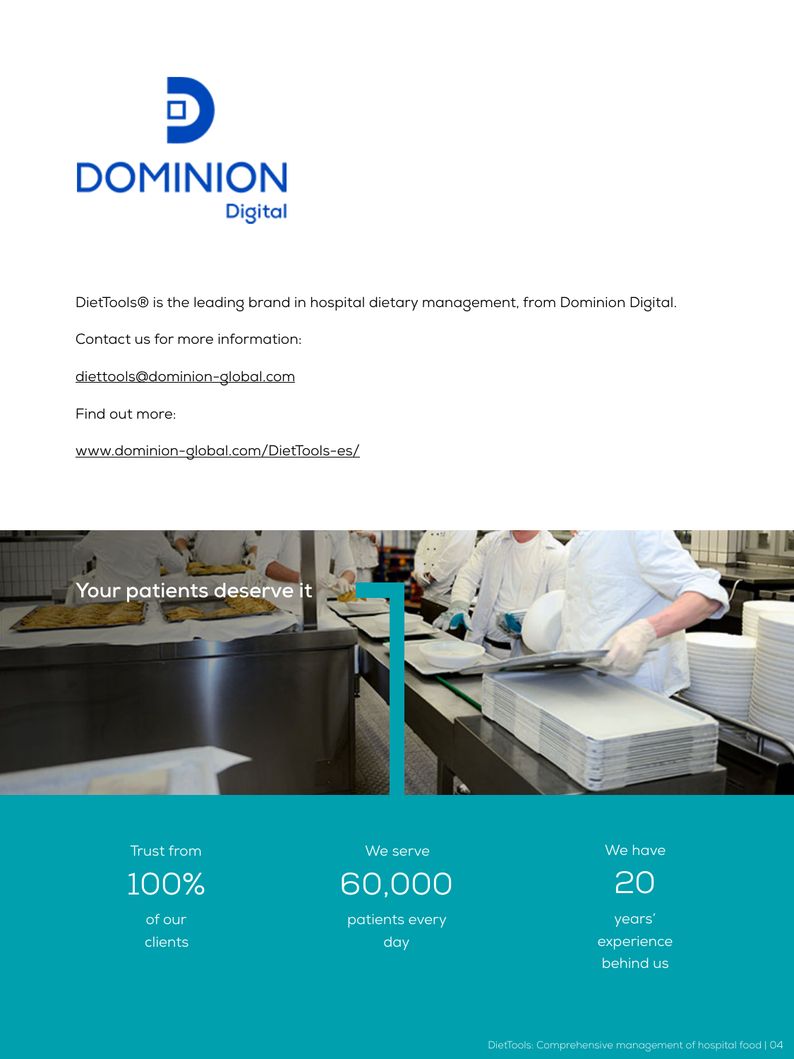DOMINION

Digital

DietTools® is the leading brand in hospital dietary management, from Dominion Digital.

Contact us for more information:

diettools@dominion-global.com

Find out more:

www.dominion-global.com/DietTools-es/

## Your patients deserve it

Trust from
100%
of our clients

We serve
60,000
patients every day

We have
20
years' experience behind us